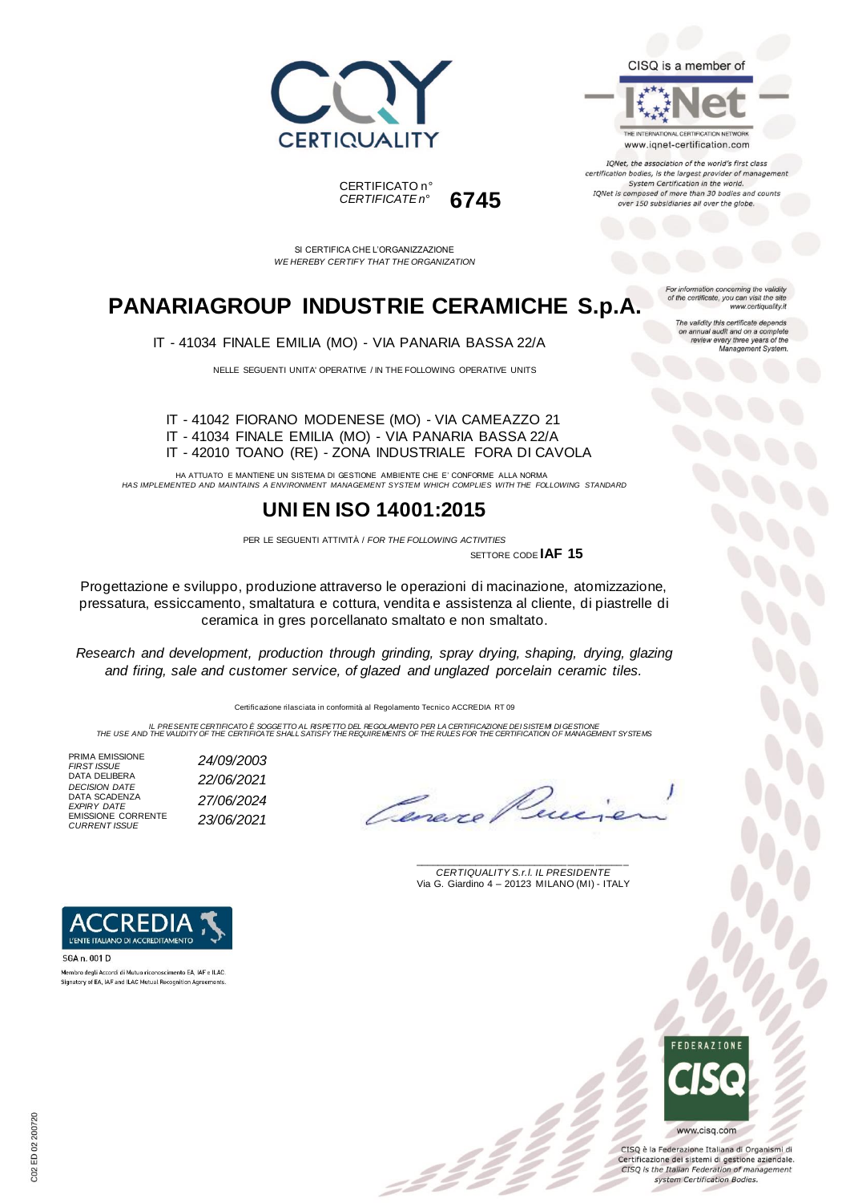CERTIQUALITY

CISQ is a member of

IQNet

THE INTERNATIONAL CERTIFICATION NETWORK
www.iqnet-certification.com

*IQNet, the association of the world's first class certification bodies, is the largest provider of management System Certification in the world. IQNet is composed of more than 30 bodies and counts over 150 subsidiaries all over the globe.*

CERTIFICATO n°
*CERTIFICATE n°* **6745**

SI CERTIFICA CHE L'ORGANIZZAZIONE
*WE HEREBY CERTIFY THAT THE ORGANIZATION*

*For information concerning the validity of the certificate, you can visit the site www.certiquality.it*

*The validity this certificate depends on annual audit and on a complete review every three years of the Management System.*

# PANARIAGROUP INDUSTRIE CERAMICHE S.p.A.

IT - 41034 FINALE EMILIA (MO) - VIA PANARIA BASSA 22/A

NELLE SEGUENTI UNITA' OPERATIVE / IN THE FOLLOWING OPERATIVE UNITS

IT - 41042 FIORANO MODENESE (MO) - VIA CAMEAZZO 21
IT - 41034 FINALE EMILIA (MO) - VIA PANARIA BASSA 22/A
IT - 42010 TOANO (RE) - ZONA INDUSTRIALE FORA DI CAVOLA

HA ATTUATO E MANTIENE UN SISTEMA DI GESTIONE AMBIENTE CHE E' CONFORME ALLA NORMA
*HAS IMPLEMENTED AND MAINTAINS A ENVIRONMENT MANAGEMENT SYSTEM WHICH COMPLIES WITH THE FOLLOWING STANDARD*

## UNI EN ISO 14001:2015

PER LE SEGUENTI ATTIVITÀ / *FOR THE FOLLOWING ACTIVITIES*

SETTORE CODE **IAF 15**

Progettazione e sviluppo, produzione attraverso le operazioni di macinazione, atomizzazione, pressatura, essiccamento, smaltatura e cottura, vendita e assistenza al cliente, di piastrelle di ceramica in gres porcellanato smaltato e non smaltato.

*Research and development, production through grinding, spray drying, shaping, drying, glazing and firing, sale and customer service, of glazed and unglazed porcelain ceramic tiles.*

Certificazione rilasciata in conformità al Regolamento Tecnico ACCREDIA RT 09

*IL PRESENTE CERTIFICATO È SOGGETTO AL RISPETTO DEL REGOLAMENTO PER LA CERTIFICAZIONE DEI SISTEMI DI GESTIONE*
*THE USE AND THE VALIDITY OF THE CERTIFICATE SHALL SATISFY THE REQUIREMENTS OF THE RULES FOR THE CERTIFICATION OF MANAGEMENT SYSTEMS*

| | |
|---|---|
| PRIMA EMISSIONE / *FIRST ISSUE* | *24/09/2003* |
| DATA DELIBERA / *DECISION DATE* | *22/06/2021* |
| DATA SCADENZA / *EXPIRY DATE* | *27/06/2024* |
| EMISSIONE CORRENTE / *CURRENT ISSUE* | *23/06/2021* |

*CERTIQUALITY S.r.l. IL PRESIDENTE*
Via G. Giardino 4 – 20123 MILANO (MI) - ITALY

ACCREDIA
L'ENTE ITALIANO DI ACCREDITAMENTO

SGA n. 001 D

Membro degli Accordi di Mutuo riconoscimento EA, IAF e ILAC.
Signatory of EA, IAF and ILAC Mutual Recognition Agreements.

FEDERAZIONE CISQ
www.cisq.com

CISQ è la Federazione Italiana di Organismi di Certificazione dei sistemi di gestione aziendale.
*CISQ is the Italian Federation of management system Certification Bodies.*

C02 ED 02 200720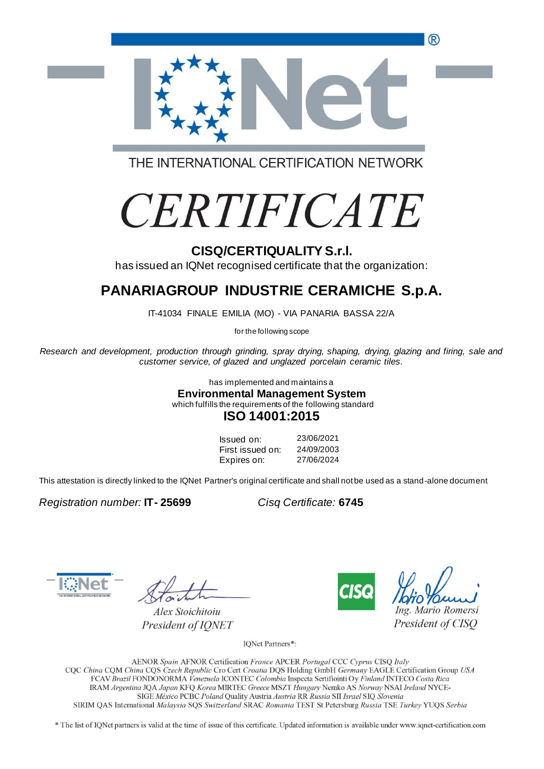THE INTERNATIONAL CERTIFICATION NETWORK

# CERTIFICATE

## CISQ/CERTIQUALITY S.r.l.

has issued an IQNet recognised certificate that the organization:

## PANARIAGROUP INDUSTRIE CERAMICHE S.p.A.

IT-41034 FINALE EMILIA (MO) - VIA PANARIA BASSA 22/A

for the following scope

*Research and development, production through grinding, spray drying, shaping, drying, glazing and firing, sale and customer service, of glazed and unglazed porcelain ceramic tiles.*

has implemented and maintains a

**Environmental Management System**

which fulfills the requirements of the following standard

## ISO 14001:2015

| | |
|---|---|
| Issued on: | 23/06/2021 |
| First issued on: | 24/09/2003 |
| Expires on: | 27/06/2024 |

This attestation is directly linked to the IQNet Partner's original certificate and shall not be used as a stand-alone document

*Registration number:* **IT - 25699** *Cisq Certificate:* **6745**

*Alex Stoichitoiu*
*President of IQNET*

*Ing. Mario Romersi*
*President of CISQ*

IQNet Partners*:

AENOR *Spain* AFNOR Certification *France* APCER *Portugal* CCC *Cyprus* CISQ *Italy*
CQC *China* CQM *China* CQS *Czech Republic* Cro Cert *Croatia* DQS Holding GmbH *Germany* EAGLE Certification Group *USA*
FCAV *Brazil* FONDONORMA *Venezuela* ICONTEC *Colombia* Inspecta Sertifiointi Oy *Finland* INTECO *Costa Rica*
IRAM *Argentina* JQA *Japan* KFQ *Korea* MIRTEC *Greece* MSZT *Hungary* Nemko AS *Norway* NSAI *Ireland* NYCE-SIGE *México* PCBC *Poland* Quality Austria *Austria* RR *Russia* SII *Israel* SIQ *Slovenia*
SIRIM QAS International *Malaysia* SQS *Switzerland* SRAC *Romania* TEST St Petersburg *Russia* TSE *Turkey* YUQS *Serbia*

* The list of IQNet partners is valid at the time of issue of this certificate. Updated information is available under www.iqnet-certification.com